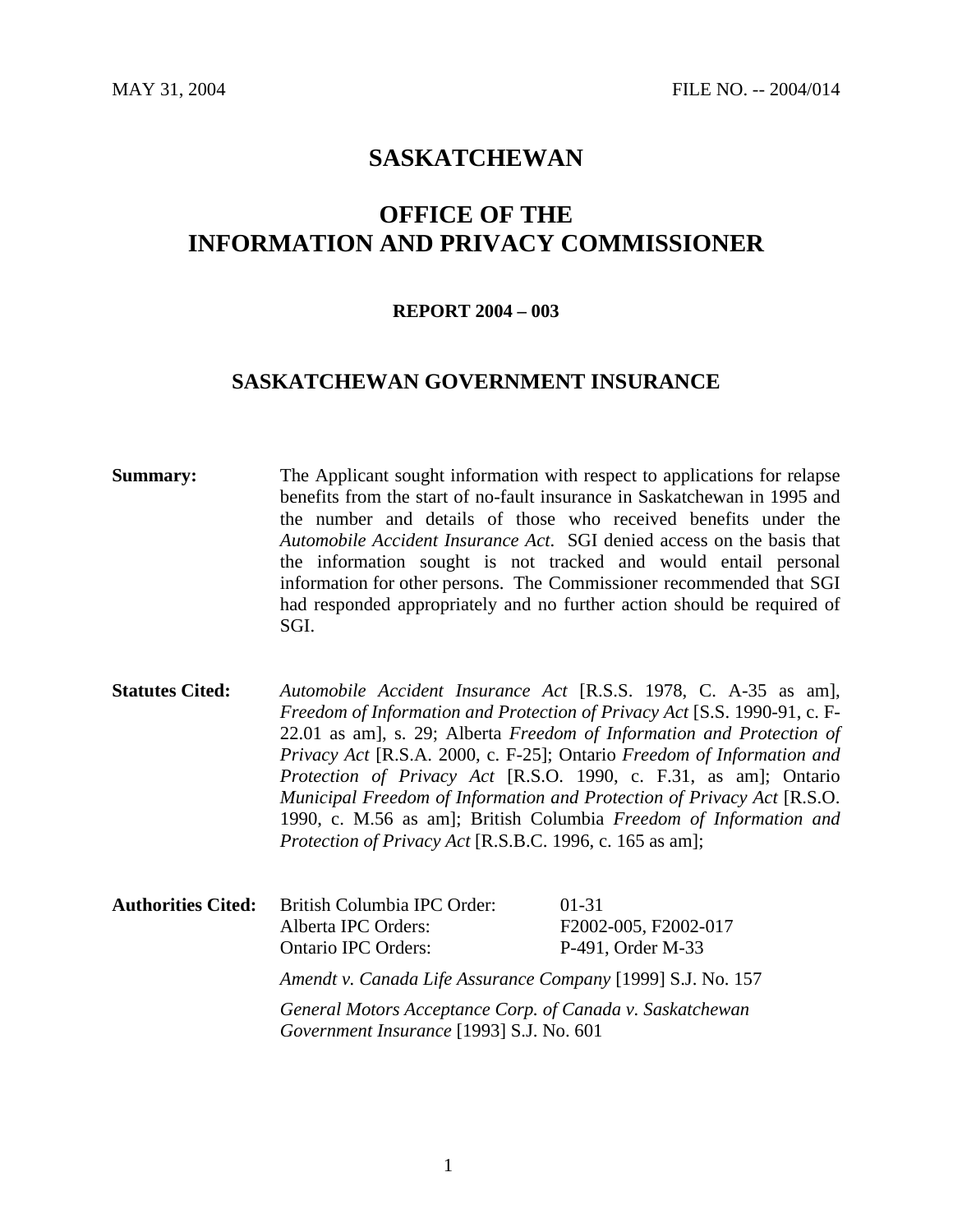MAY 31, 2004 FILE NO. -- 2004/014

# SASKATCHEWAN

# OFFICE OF THE INFORMATION AND PRIVACY COMMISSIONER

### REPORT 2004 – 003

## SASKATCHEWAN GOVERNMENT INSURANCE

**Summary:** The Applicant sought information with respect to applications for relapse benefits from the start of no-fault insurance in Saskatchewan in 1995 and the number and details of those who received benefits under the *Automobile Accident Insurance Act*. SGI denied access on the basis that the information sought is not tracked and would entail personal information for other persons. The Commissioner recommended that SGI had responded appropriately and no further action should be required of SGI.

**Statutes Cited:** *Automobile Accident Insurance Act* [R.S.S. 1978, C. A-35 as am], *Freedom of Information and Protection of Privacy Act* [S.S. 1990-91, c. F-22.01 as am], s. 29; Alberta *Freedom of Information and Protection of Privacy Act* [R.S.A. 2000, c. F-25]; Ontario *Freedom of Information and Protection of Privacy Act* [R.S.O. 1990, c. F.31, as am]; Ontario *Municipal Freedom of Information and Protection of Privacy Act* [R.S.O. 1990, c. M.56 as am]; British Columbia *Freedom of Information and Protection of Privacy Act* [R.S.B.C. 1996, c. 165 as am];

**Authorities Cited:**

| | |
|---|---|
| British Columbia IPC Order: | 01-31 |
| Alberta IPC Orders: | F2002-005, F2002-017 |
| Ontario IPC Orders: | P-491, Order M-33 |

*Amendt v. Canada Life Assurance Company* [1999] S.J. No. 157

*General Motors Acceptance Corp. of Canada v. Saskatchewan Government Insurance* [1993] S.J. No. 601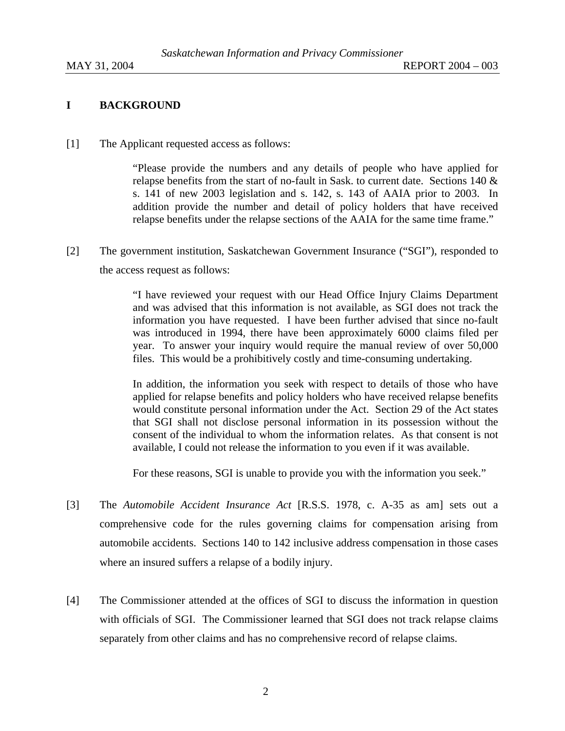## I BACKGROUND

[1] The Applicant requested access as follows:

> "Please provide the numbers and any details of people who have applied for relapse benefits from the start of no-fault in Sask. to current date. Sections 140 & s. 141 of new 2003 legislation and s. 142, s. 143 of AAIA prior to 2003. In addition provide the number and detail of policy holders that have received relapse benefits under the relapse sections of the AAIA for the same time frame."

[2] The government institution, Saskatchewan Government Insurance ("SGI"), responded to the access request as follows:

> "I have reviewed your request with our Head Office Injury Claims Department and was advised that this information is not available, as SGI does not track the information you have requested. I have been further advised that since no-fault was introduced in 1994, there have been approximately 6000 claims filed per year. To answer your inquiry would require the manual review of over 50,000 files. This would be a prohibitively costly and time-consuming undertaking.
>
> In addition, the information you seek with respect to details of those who have applied for relapse benefits and policy holders who have received relapse benefits would constitute personal information under the Act. Section 29 of the Act states that SGI shall not disclose personal information in its possession without the consent of the individual to whom the information relates. As that consent is not available, I could not release the information to you even if it was available.
>
> For these reasons, SGI is unable to provide you with the information you seek."

[3] The *Automobile Accident Insurance Act* [R.S.S. 1978, c. A-35 as am] sets out a comprehensive code for the rules governing claims for compensation arising from automobile accidents. Sections 140 to 142 inclusive address compensation in those cases where an insured suffers a relapse of a bodily injury.

[4] The Commissioner attended at the offices of SGI to discuss the information in question with officials of SGI. The Commissioner learned that SGI does not track relapse claims separately from other claims and has no comprehensive record of relapse claims.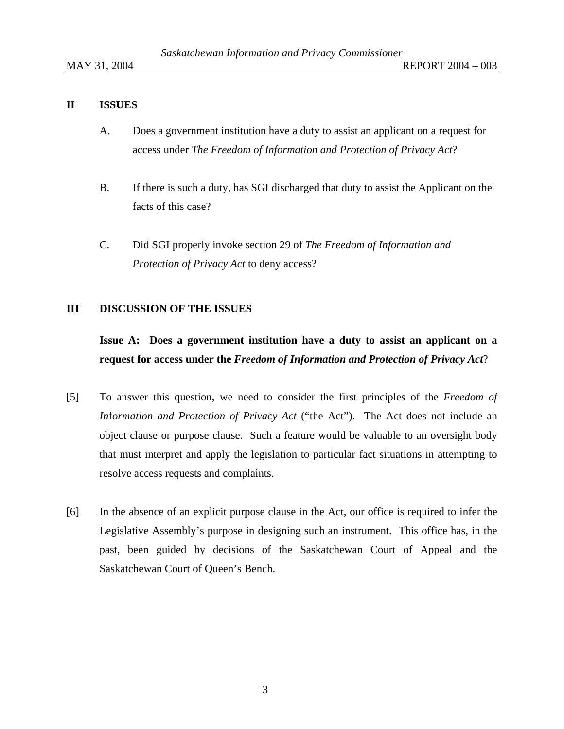## II ISSUES

A. Does a government institution have a duty to assist an applicant on a request for access under *The Freedom of Information and Protection of Privacy Act*?

B. If there is such a duty, has SGI discharged that duty to assist the Applicant on the facts of this case?

C. Did SGI properly invoke section 29 of *The Freedom of Information and Protection of Privacy Act* to deny access?

## III DISCUSSION OF THE ISSUES

**Issue A: Does a government institution have a duty to assist an applicant on a request for access under the *Freedom of Information and Protection of Privacy Act*?**

[5] To answer this question, we need to consider the first principles of the *Freedom of Information and Protection of Privacy Act* ("the Act"). The Act does not include an object clause or purpose clause. Such a feature would be valuable to an oversight body that must interpret and apply the legislation to particular fact situations in attempting to resolve access requests and complaints.

[6] In the absence of an explicit purpose clause in the Act, our office is required to infer the Legislative Assembly's purpose in designing such an instrument. This office has, in the past, been guided by decisions of the Saskatchewan Court of Appeal and the Saskatchewan Court of Queen's Bench.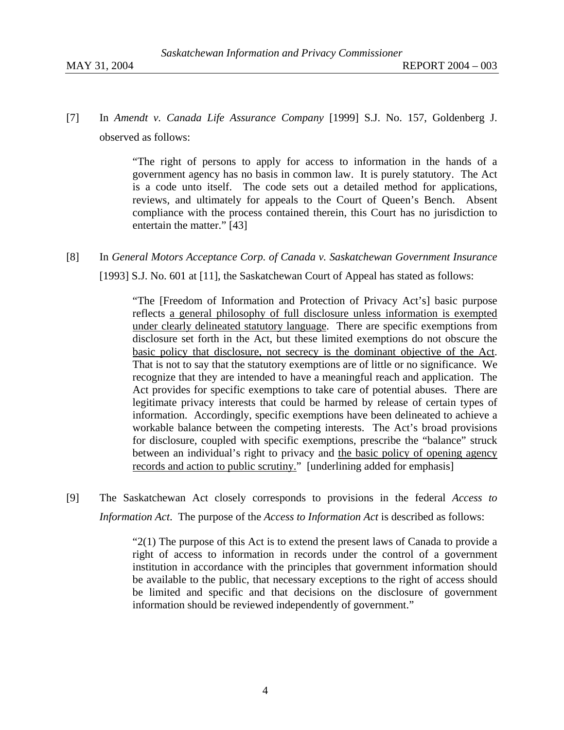[7] In *Amendt v. Canada Life Assurance Company* [1999] S.J. No. 157, Goldenberg J. observed as follows:

> "The right of persons to apply for access to information in the hands of a government agency has no basis in common law. It is purely statutory. The Act is a code unto itself. The code sets out a detailed method for applications, reviews, and ultimately for appeals to the Court of Queen's Bench. Absent compliance with the process contained therein, this Court has no jurisdiction to entertain the matter." [43]

[8] In *General Motors Acceptance Corp. of Canada v. Saskatchewan Government Insurance* [1993] S.J. No. 601 at [11], the Saskatchewan Court of Appeal has stated as follows:

> "The [Freedom of Information and Protection of Privacy Act's] basic purpose reflects <u>a general philosophy of full disclosure unless information is exempted under clearly delineated statutory language</u>. There are specific exemptions from disclosure set forth in the Act, but these limited exemptions do not obscure the <u>basic policy that disclosure, not secrecy is the dominant objective of the Act</u>. That is not to say that the statutory exemptions are of little or no significance. We recognize that they are intended to have a meaningful reach and application. The Act provides for specific exemptions to take care of potential abuses. There are legitimate privacy interests that could be harmed by release of certain types of information. Accordingly, specific exemptions have been delineated to achieve a workable balance between the competing interests. The Act's broad provisions for disclosure, coupled with specific exemptions, prescribe the "balance" struck between an individual's right to privacy and <u>the basic policy of opening agency records and action to public scrutiny.</u>" [underlining added for emphasis]

[9] The Saskatchewan Act closely corresponds to provisions in the federal *Access to Information Act*. The purpose of the *Access to Information Act* is described as follows:

> "2(1) The purpose of this Act is to extend the present laws of Canada to provide a right of access to information in records under the control of a government institution in accordance with the principles that government information should be available to the public, that necessary exceptions to the right of access should be limited and specific and that decisions on the disclosure of government information should be reviewed independently of government."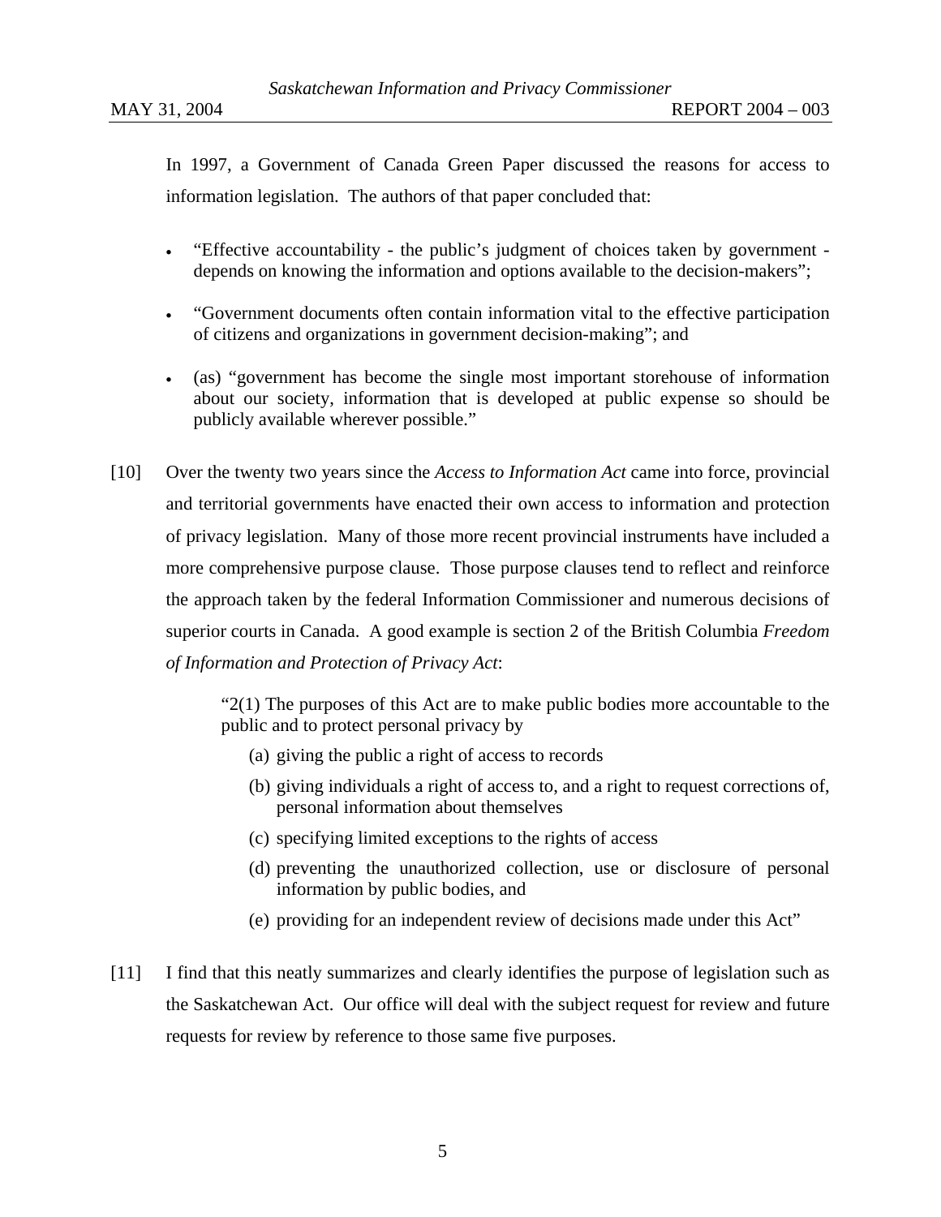In 1997, a Government of Canada Green Paper discussed the reasons for access to information legislation. The authors of that paper concluded that:

- "Effective accountability - the public's judgment of choices taken by government - depends on knowing the information and options available to the decision-makers";
- "Government documents often contain information vital to the effective participation of citizens and organizations in government decision-making"; and
- (as) "government has become the single most important storehouse of information about our society, information that is developed at public expense so should be publicly available wherever possible."

[10] Over the twenty two years since the *Access to Information Act* came into force, provincial and territorial governments have enacted their own access to information and protection of privacy legislation. Many of those more recent provincial instruments have included a more comprehensive purpose clause. Those purpose clauses tend to reflect and reinforce the approach taken by the federal Information Commissioner and numerous decisions of superior courts in Canada. A good example is section 2 of the British Columbia *Freedom of Information and Protection of Privacy Act*:

> "2(1) The purposes of this Act are to make public bodies more accountable to the public and to protect personal privacy by
>
> (a) giving the public a right of access to records
>
> (b) giving individuals a right of access to, and a right to request corrections of, personal information about themselves
>
> (c) specifying limited exceptions to the rights of access
>
> (d) preventing the unauthorized collection, use or disclosure of personal information by public bodies, and
>
> (e) providing for an independent review of decisions made under this Act"

[11] I find that this neatly summarizes and clearly identifies the purpose of legislation such as the Saskatchewan Act. Our office will deal with the subject request for review and future requests for review by reference to those same five purposes.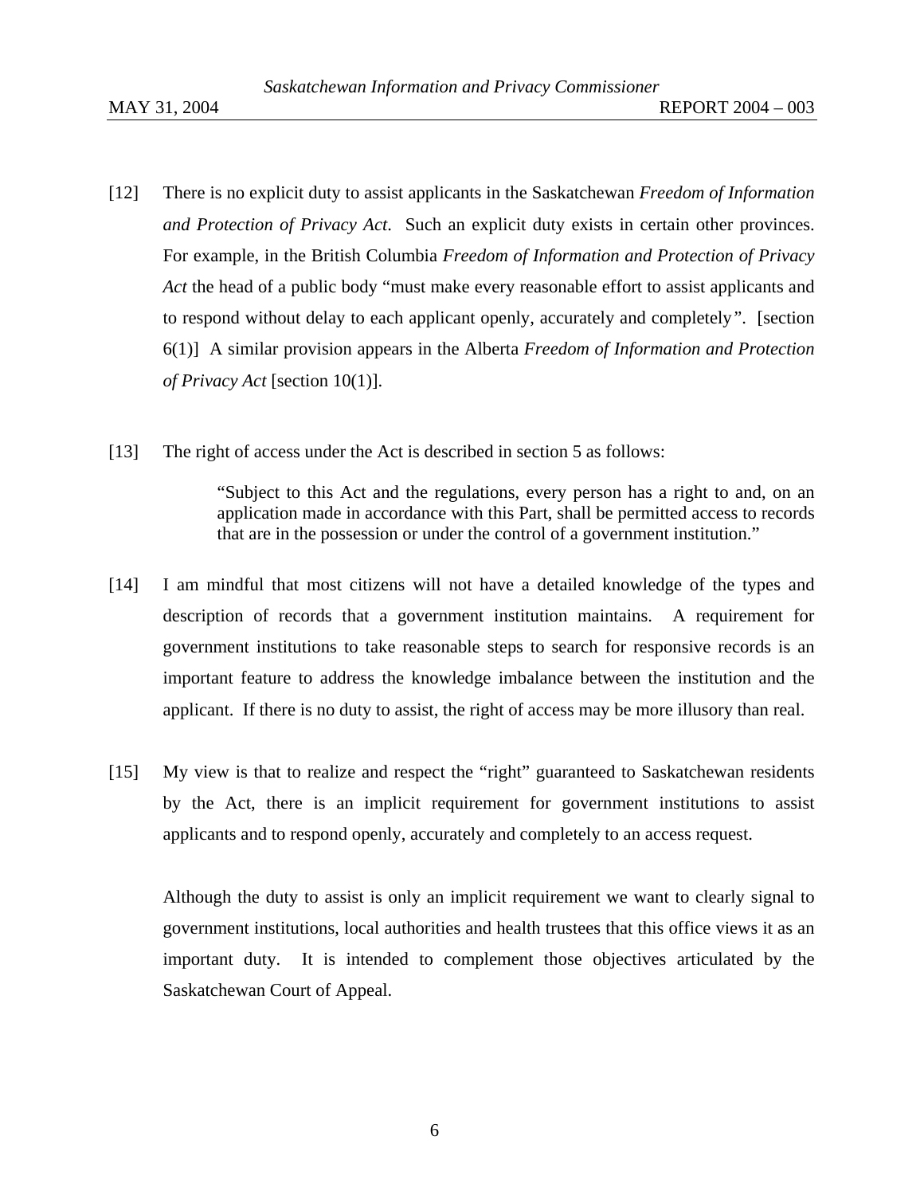[12] There is no explicit duty to assist applicants in the Saskatchewan *Freedom of Information and Protection of Privacy Act*. Such an explicit duty exists in certain other provinces. For example, in the British Columbia *Freedom of Information and Protection of Privacy Act* the head of a public body "must make every reasonable effort to assist applicants and to respond without delay to each applicant openly, accurately and completely". [section 6(1)] A similar provision appears in the Alberta *Freedom of Information and Protection of Privacy Act* [section 10(1)].

[13] The right of access under the Act is described in section 5 as follows:

> "Subject to this Act and the regulations, every person has a right to and, on an application made in accordance with this Part, shall be permitted access to records that are in the possession or under the control of a government institution."

[14] I am mindful that most citizens will not have a detailed knowledge of the types and description of records that a government institution maintains. A requirement for government institutions to take reasonable steps to search for responsive records is an important feature to address the knowledge imbalance between the institution and the applicant. If there is no duty to assist, the right of access may be more illusory than real.

[15] My view is that to realize and respect the "right" guaranteed to Saskatchewan residents by the Act, there is an implicit requirement for government institutions to assist applicants and to respond openly, accurately and completely to an access request.

Although the duty to assist is only an implicit requirement we want to clearly signal to government institutions, local authorities and health trustees that this office views it as an important duty. It is intended to complement those objectives articulated by the Saskatchewan Court of Appeal.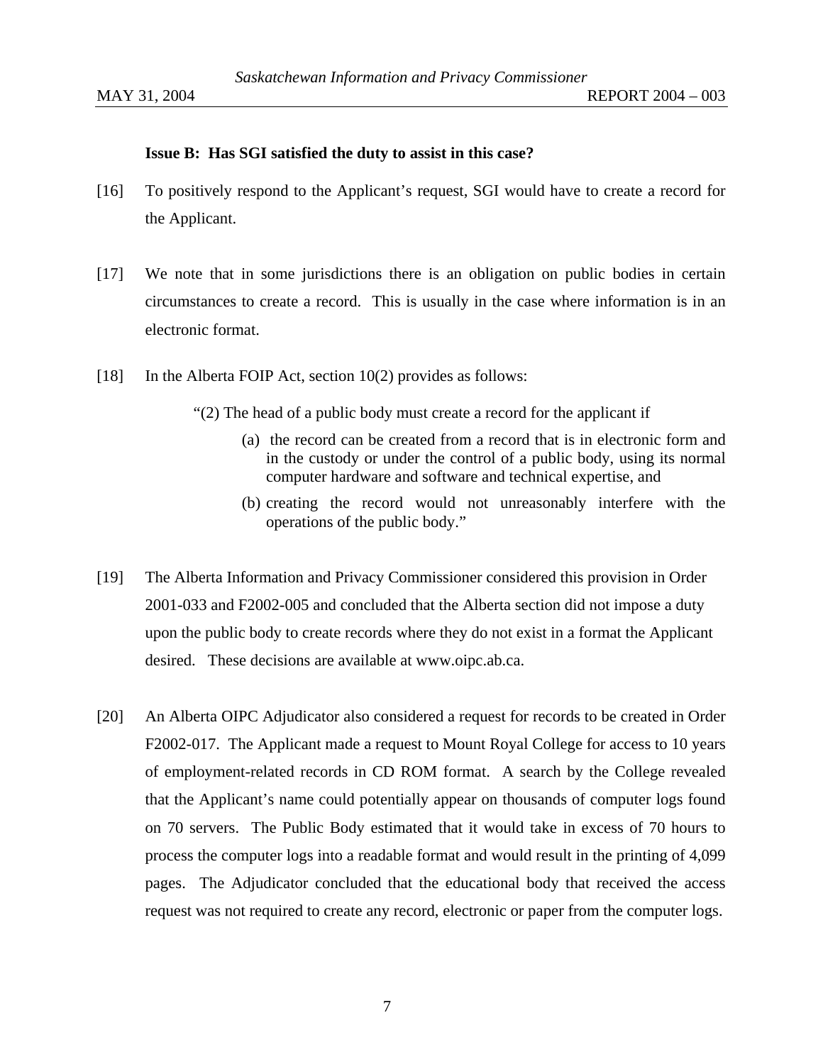**Issue B: Has SGI satisfied the duty to assist in this case?**

[16] To positively respond to the Applicant's request, SGI would have to create a record for the Applicant.

[17] We note that in some jurisdictions there is an obligation on public bodies in certain circumstances to create a record. This is usually in the case where information is in an electronic format.

[18] In the Alberta FOIP Act, section 10(2) provides as follows:

> "(2) The head of a public body must create a record for the applicant if
>
> (a) the record can be created from a record that is in electronic form and in the custody or under the control of a public body, using its normal computer hardware and software and technical expertise, and
>
> (b) creating the record would not unreasonably interfere with the operations of the public body."

[19] The Alberta Information and Privacy Commissioner considered this provision in Order 2001-033 and F2002-005 and concluded that the Alberta section did not impose a duty upon the public body to create records where they do not exist in a format the Applicant desired. These decisions are available at www.oipc.ab.ca.

[20] An Alberta OIPC Adjudicator also considered a request for records to be created in Order F2002-017. The Applicant made a request to Mount Royal College for access to 10 years of employment-related records in CD ROM format. A search by the College revealed that the Applicant's name could potentially appear on thousands of computer logs found on 70 servers. The Public Body estimated that it would take in excess of 70 hours to process the computer logs into a readable format and would result in the printing of 4,099 pages. The Adjudicator concluded that the educational body that received the access request was not required to create any record, electronic or paper from the computer logs.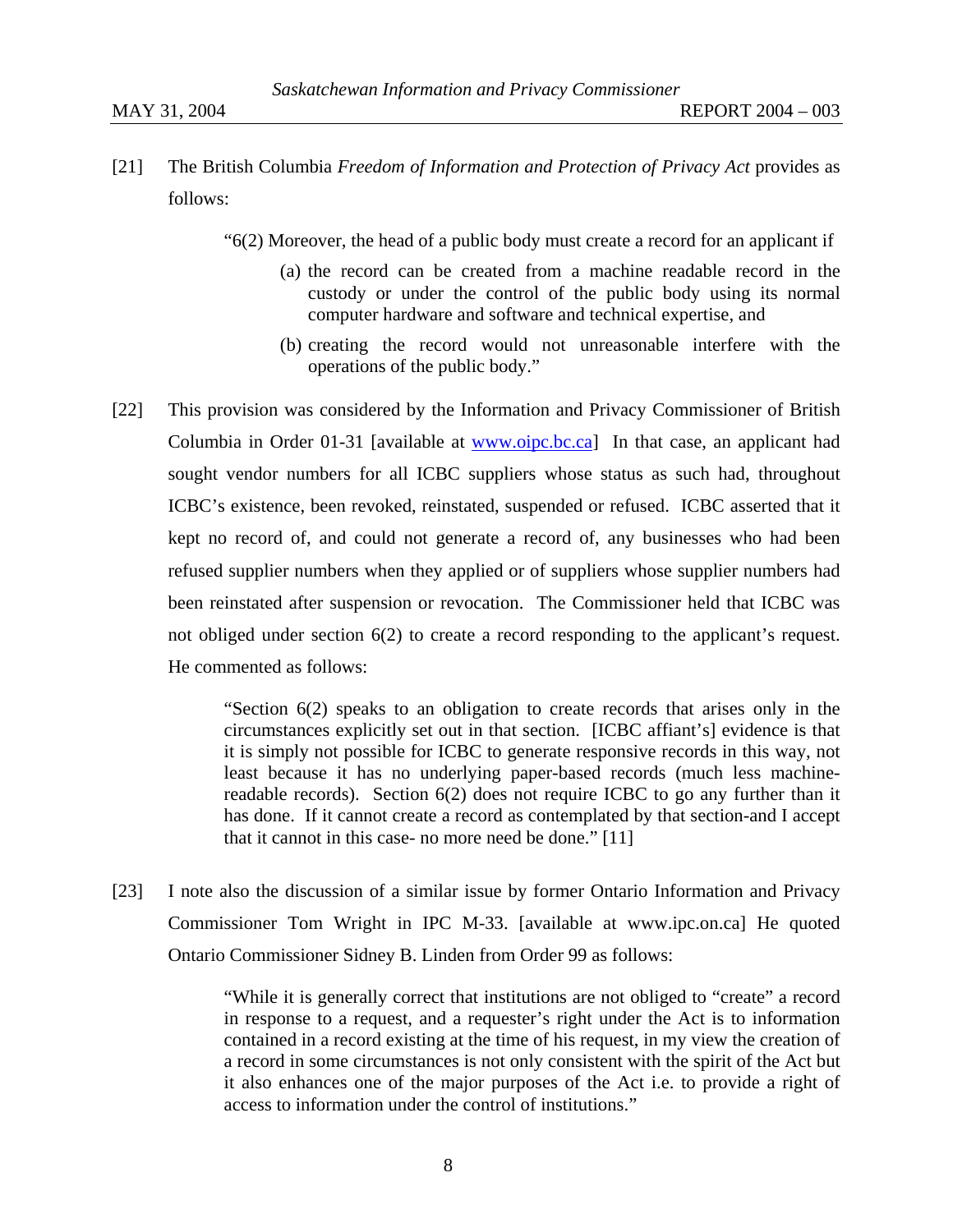[21] The British Columbia *Freedom of Information and Protection of Privacy Act* provides as follows:

> "6(2) Moreover, the head of a public body must create a record for an applicant if
>
> (a) the record can be created from a machine readable record in the custody or under the control of the public body using its normal computer hardware and software and technical expertise, and
>
> (b) creating the record would not unreasonable interfere with the operations of the public body."

[22] This provision was considered by the Information and Privacy Commissioner of British Columbia in Order 01-31 [available at www.oipc.bc.ca] In that case, an applicant had sought vendor numbers for all ICBC suppliers whose status as such had, throughout ICBC's existence, been revoked, reinstated, suspended or refused. ICBC asserted that it kept no record of, and could not generate a record of, any businesses who had been refused supplier numbers when they applied or of suppliers whose supplier numbers had been reinstated after suspension or revocation. The Commissioner held that ICBC was not obliged under section 6(2) to create a record responding to the applicant's request. He commented as follows:

> "Section 6(2) speaks to an obligation to create records that arises only in the circumstances explicitly set out in that section. [ICBC affiant's] evidence is that it is simply not possible for ICBC to generate responsive records in this way, not least because it has no underlying paper-based records (much less machine-readable records). Section 6(2) does not require ICBC to go any further than it has done. If it cannot create a record as contemplated by that section-and I accept that it cannot in this case- no more need be done." [11]

[23] I note also the discussion of a similar issue by former Ontario Information and Privacy Commissioner Tom Wright in IPC M-33. [available at www.ipc.on.ca] He quoted Ontario Commissioner Sidney B. Linden from Order 99 as follows:

> "While it is generally correct that institutions are not obliged to "create" a record in response to a request, and a requester's right under the Act is to information contained in a record existing at the time of his request, in my view the creation of a record in some circumstances is not only consistent with the spirit of the Act but it also enhances one of the major purposes of the Act i.e. to provide a right of access to information under the control of institutions."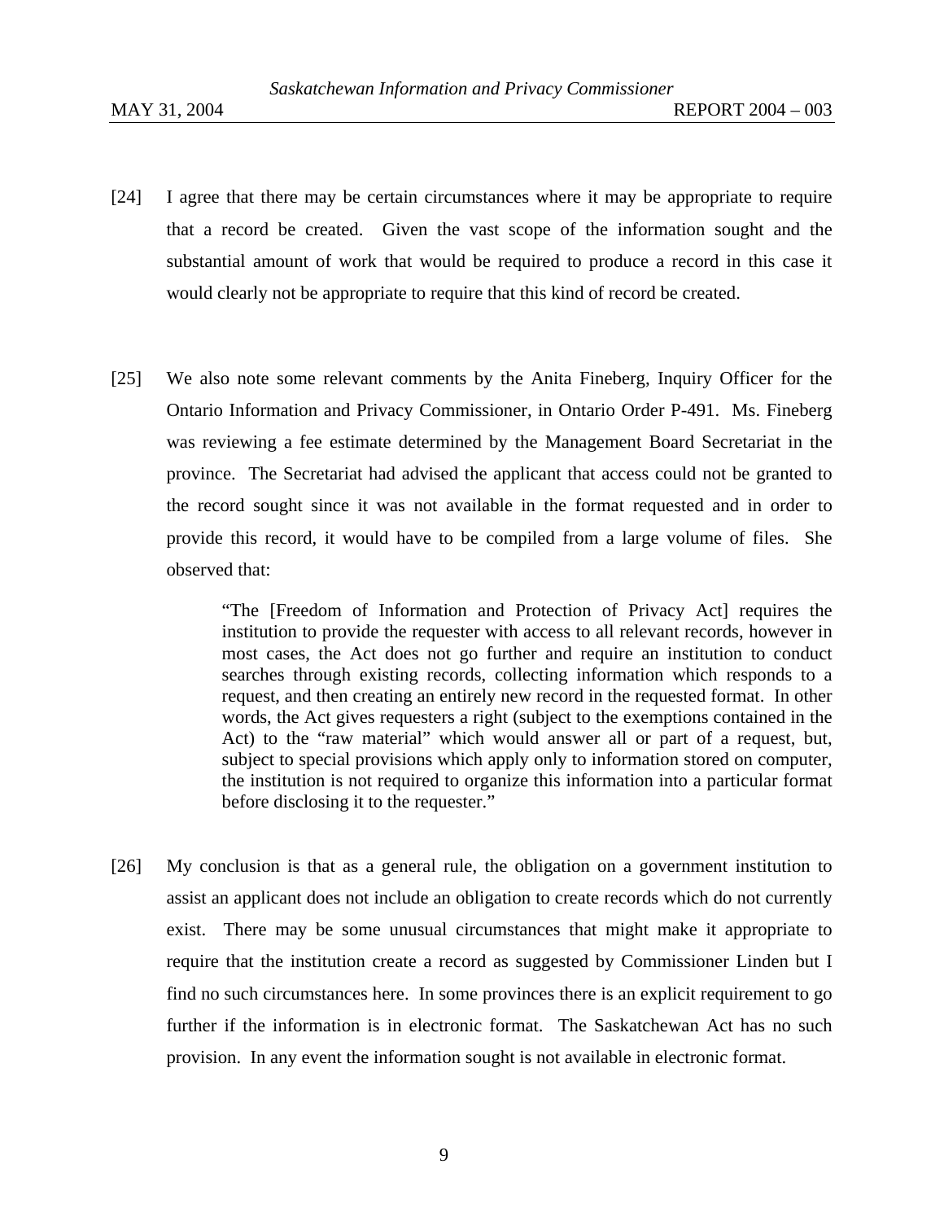[24] I agree that there may be certain circumstances where it may be appropriate to require that a record be created. Given the vast scope of the information sought and the substantial amount of work that would be required to produce a record in this case it would clearly not be appropriate to require that this kind of record be created.

[25] We also note some relevant comments by the Anita Fineberg, Inquiry Officer for the Ontario Information and Privacy Commissioner, in Ontario Order P-491. Ms. Fineberg was reviewing a fee estimate determined by the Management Board Secretariat in the province. The Secretariat had advised the applicant that access could not be granted to the record sought since it was not available in the format requested and in order to provide this record, it would have to be compiled from a large volume of files. She observed that:

> "The [Freedom of Information and Protection of Privacy Act] requires the institution to provide the requester with access to all relevant records, however in most cases, the Act does not go further and require an institution to conduct searches through existing records, collecting information which responds to a request, and then creating an entirely new record in the requested format. In other words, the Act gives requesters a right (subject to the exemptions contained in the Act) to the "raw material" which would answer all or part of a request, but, subject to special provisions which apply only to information stored on computer, the institution is not required to organize this information into a particular format before disclosing it to the requester."

[26] My conclusion is that as a general rule, the obligation on a government institution to assist an applicant does not include an obligation to create records which do not currently exist. There may be some unusual circumstances that might make it appropriate to require that the institution create a record as suggested by Commissioner Linden but I find no such circumstances here. In some provinces there is an explicit requirement to go further if the information is in electronic format. The Saskatchewan Act has no such provision. In any event the information sought is not available in electronic format.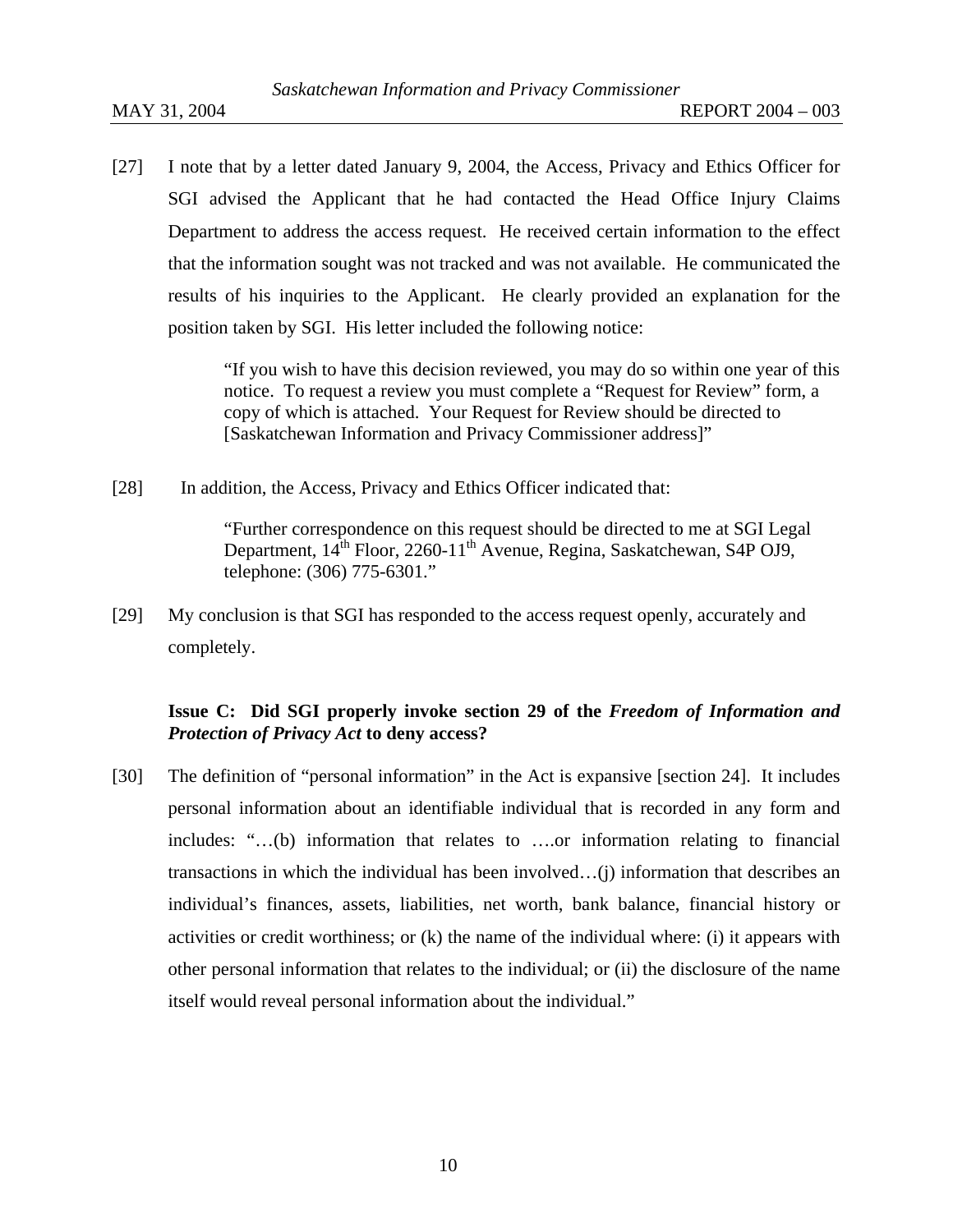[27] I note that by a letter dated January 9, 2004, the Access, Privacy and Ethics Officer for SGI advised the Applicant that he had contacted the Head Office Injury Claims Department to address the access request. He received certain information to the effect that the information sought was not tracked and was not available. He communicated the results of his inquiries to the Applicant. He clearly provided an explanation for the position taken by SGI. His letter included the following notice:

> "If you wish to have this decision reviewed, you may do so within one year of this notice. To request a review you must complete a "Request for Review" form, a copy of which is attached. Your Request for Review should be directed to [Saskatchewan Information and Privacy Commissioner address]"

[28] In addition, the Access, Privacy and Ethics Officer indicated that:

> "Further correspondence on this request should be directed to me at SGI Legal Department, 14th Floor, 2260-11th Avenue, Regina, Saskatchewan, S4P OJ9, telephone: (306) 775-6301."

[29] My conclusion is that SGI has responded to the access request openly, accurately and completely.

### Issue C: Did SGI properly invoke section 29 of the *Freedom of Information and Protection of Privacy Act* to deny access?

[30] The definition of "personal information" in the Act is expansive [section 24]. It includes personal information about an identifiable individual that is recorded in any form and includes: "…(b) information that relates to ….or information relating to financial transactions in which the individual has been involved…(j) information that describes an individual's finances, assets, liabilities, net worth, bank balance, financial history or activities or credit worthiness; or (k) the name of the individual where: (i) it appears with other personal information that relates to the individual; or (ii) the disclosure of the name itself would reveal personal information about the individual."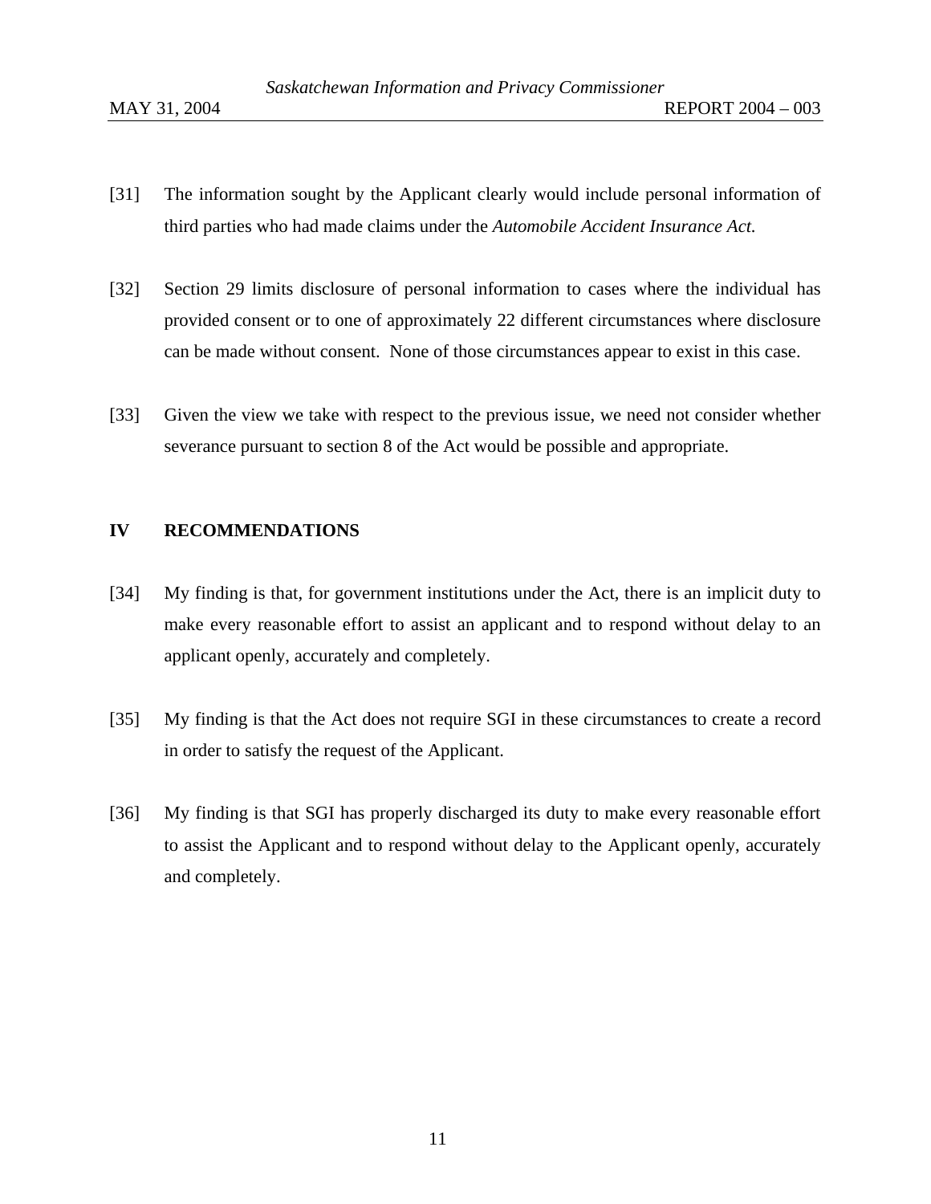[31] The information sought by the Applicant clearly would include personal information of third parties who had made claims under the *Automobile Accident Insurance Act.*

[32] Section 29 limits disclosure of personal information to cases where the individual has provided consent or to one of approximately 22 different circumstances where disclosure can be made without consent. None of those circumstances appear to exist in this case.

[33] Given the view we take with respect to the previous issue, we need not consider whether severance pursuant to section 8 of the Act would be possible and appropriate.

## IV RECOMMENDATIONS

[34] My finding is that, for government institutions under the Act, there is an implicit duty to make every reasonable effort to assist an applicant and to respond without delay to an applicant openly, accurately and completely.

[35] My finding is that the Act does not require SGI in these circumstances to create a record in order to satisfy the request of the Applicant.

[36] My finding is that SGI has properly discharged its duty to make every reasonable effort to assist the Applicant and to respond without delay to the Applicant openly, accurately and completely.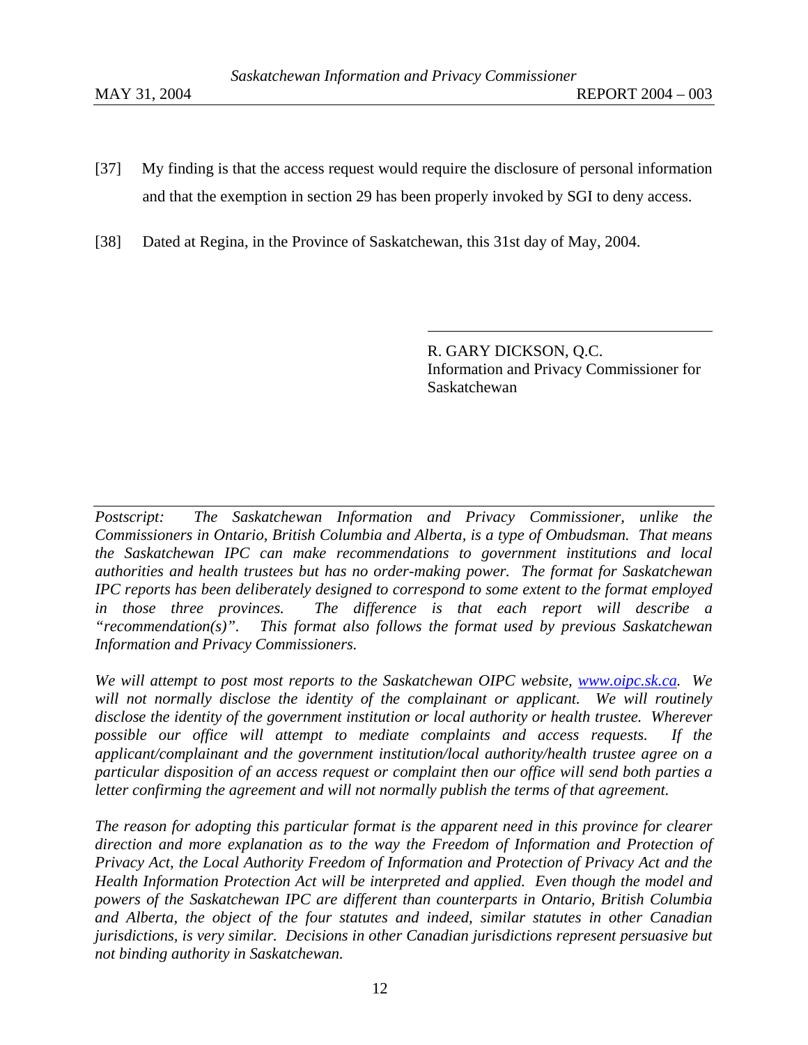[37] My finding is that the access request would require the disclosure of personal information and that the exemption in section 29 has been properly invoked by SGI to deny access.

[38] Dated at Regina, in the Province of Saskatchewan, this 31st day of May, 2004.

R. GARY DICKSON, Q.C.
Information and Privacy Commissioner for Saskatchewan

---

*Postscript: The Saskatchewan Information and Privacy Commissioner, unlike the Commissioners in Ontario, British Columbia and Alberta, is a type of Ombudsman. That means the Saskatchewan IPC can make recommendations to government institutions and local authorities and health trustees but has no order-making power. The format for Saskatchewan IPC reports has been deliberately designed to correspond to some extent to the format employed in those three provinces. The difference is that each report will describe a "recommendation(s)". This format also follows the format used by previous Saskatchewan Information and Privacy Commissioners.*

*We will attempt to post most reports to the Saskatchewan OIPC website, [www.oipc.sk.ca](www.oipc.sk.ca). We will not normally disclose the identity of the complainant or applicant. We will routinely disclose the identity of the government institution or local authority or health trustee. Wherever possible our office will attempt to mediate complaints and access requests. If the applicant/complainant and the government institution/local authority/health trustee agree on a particular disposition of an access request or complaint then our office will send both parties a letter confirming the agreement and will not normally publish the terms of that agreement.*

*The reason for adopting this particular format is the apparent need in this province for clearer direction and more explanation as to the way the Freedom of Information and Protection of Privacy Act, the Local Authority Freedom of Information and Protection of Privacy Act and the Health Information Protection Act will be interpreted and applied. Even though the model and powers of the Saskatchewan IPC are different than counterparts in Ontario, British Columbia and Alberta, the object of the four statutes and indeed, similar statutes in other Canadian jurisdictions, is very similar. Decisions in other Canadian jurisdictions represent persuasive but not binding authority in Saskatchewan.*